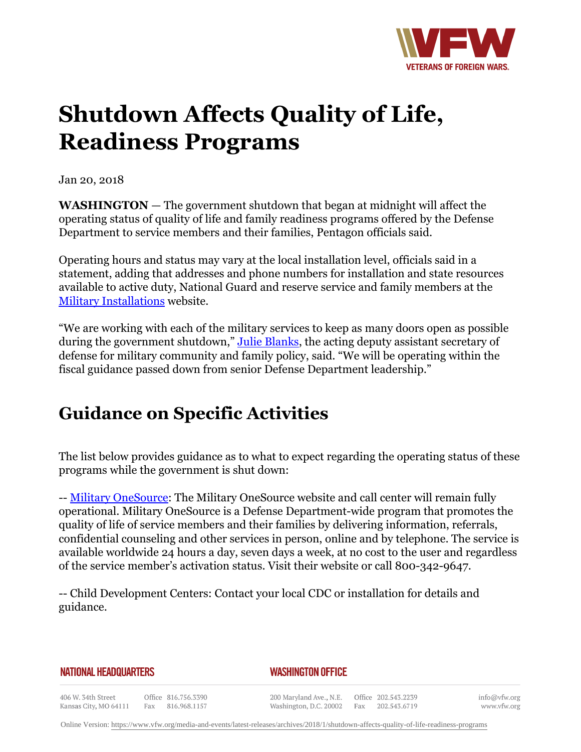# Shutdown Affects Quality of Life, Readiness Programs

Jan 20, 2018

**WASHINGTON** — The government shutdown that began at midnight will affect the operating status of quality of life and family readiness programs offered by the Defense Department to service members and their families, Pentagon officials said.

Operating hours and status may vary at the local installation level, officials said in a statement, adding that addresses and phone numbers for installation and state resources available to active duty, National Guard and reserve service and family members at the Military Installations website.

"We are working with each of the military services to keep as many doors open as possible during the government shutdown," Julie Blanks, the acting deputy assistant secretary of defense for military community and family policy, said. "We will be operating within the fiscal guidance passed down from senior Defense Department leadership."

## Guidance on Specific Activities

The list below provides guidance as to what to expect regarding the operating status of these programs while the government is shut down:

-- Military OneSource: The Military OneSource website and call center will remain fully operational. Military OneSource is a Defense Department-wide program that promotes the quality of life of service members and their families by delivering information, referrals, confidential counseling and other services in person, online and by telephone. The service is available worldwide 24 hours a day, seven days a week, at no cost to the user and regardless of the service member's activation status. Visit their website or call 800-342-9647.

-- Child Development Centers: Contact your local CDC or installation for details and guidance.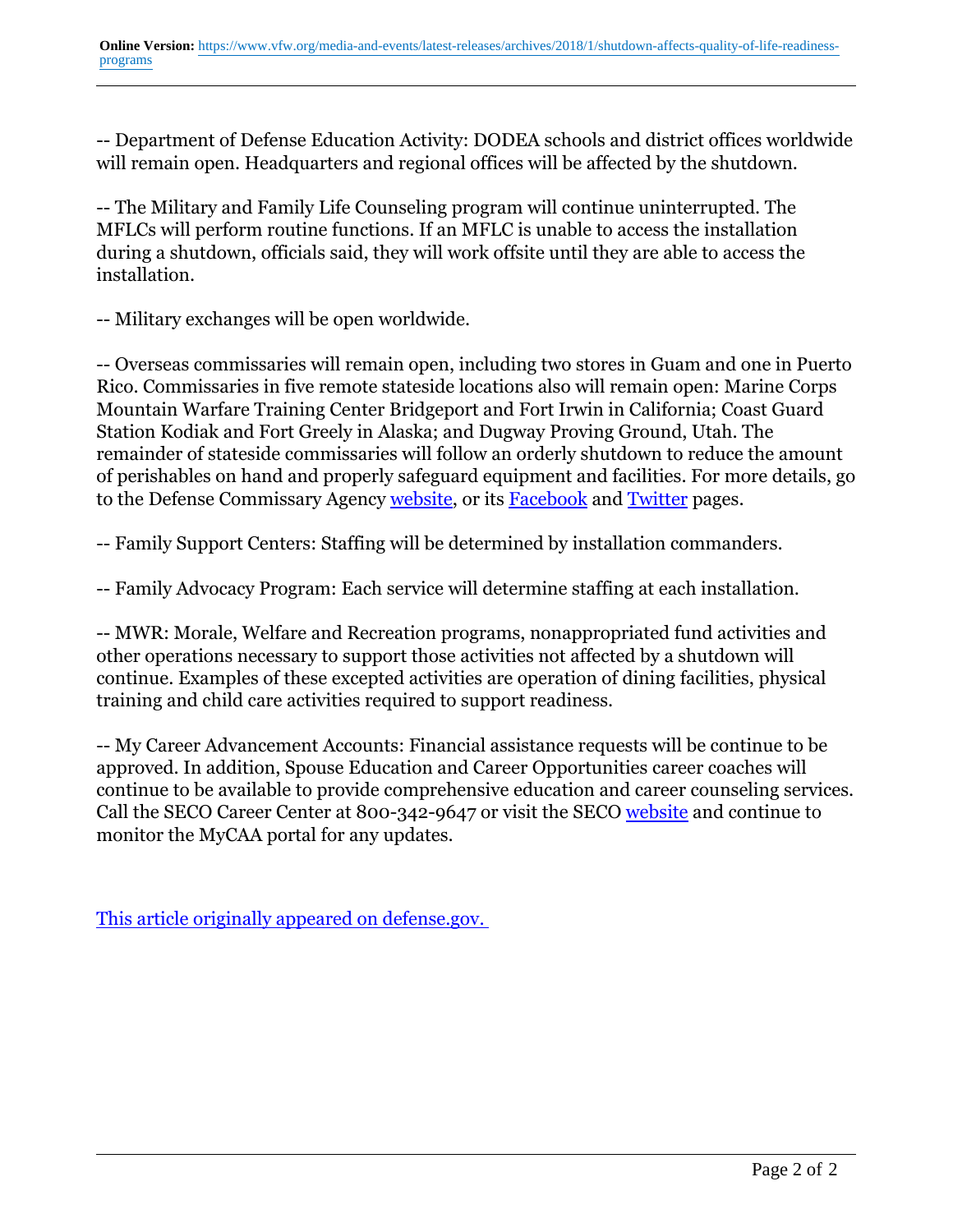-- Department of Defense Education Activity: DODEA schools and district offices worldwide will remain open. Headquarters and regional offices will be affected by the shutdown.

-- The Military and Family Life Counseling program will continue uninterrupted. The MFLCs will perform routine functions. If an MFLC is unable to access the installation during a shutdown, officials said, they will work offsite until they are able to access the installation.

-- Military exchanges will be open worldwide.

-- Overseas commissaries will remain open, including two stores in Guam and one in Puerto Rico. Commissaries in five remote stateside locations also will remain open: Marine Corps Mountain Warfare Training Center Bridgeport and Fort Irwin in California; Coast Guard Station Kodiak and Fort Greely in Alaska; and Dugway Proving Ground, Utah. The remainder of stateside commissaries will follow an orderly shutdown to reduce the amount of perishables on hand and properly safeguard equipment and facilities. For more details, go to the Defense Commissary Agency website, or its Facebook and Twitter pages.

-- Family Support Centers: Staffing will be determined by installation commanders.

-- Family Advocacy Program: Each service will determine staffing at each installation.

-- MWR: Morale, Welfare and Recreation programs, nonappropriated fund activities and other operations necessary to support those activities not affected by a shutdown will continue. Examples of these excepted activities are operation of dining facilities, physical training and child care activities required to support readiness.

-- My Career Advancement Accounts: Financial assistance requests will be continue to be approved. In addition, Spouse Education and Career Opportunities career coaches will continue to be available to provide comprehensive education and career counseling services. Call the SECO Career Center at 800-342-9647 or visit the SECO website and continue to monitor the MyCAA portal for any updates.

This article originally appeared on defense.gov.